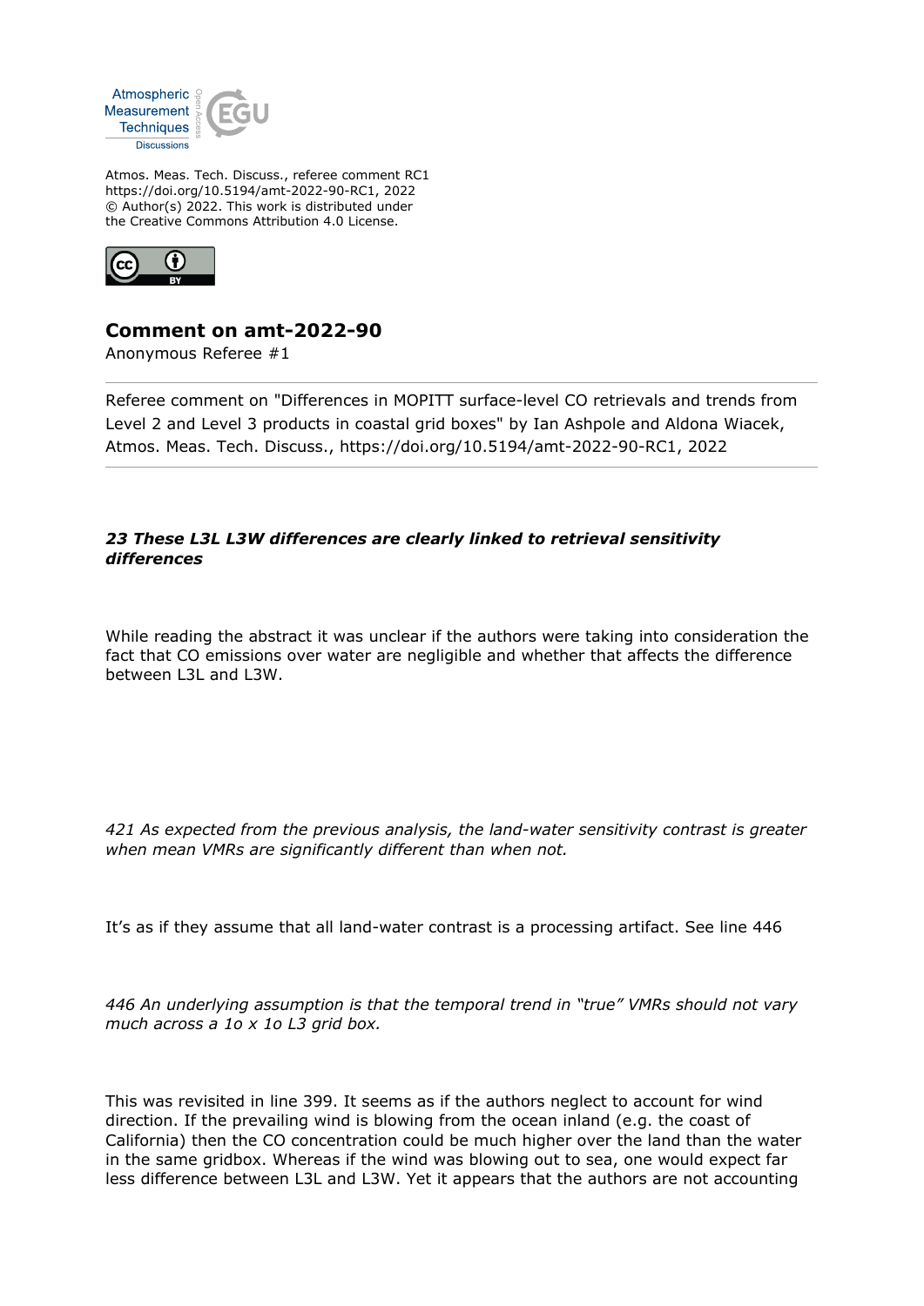Atmos. Meas. Tech. Discuss., referee comment RC1
https://doi.org/10.5194/amt-2022-90-RC1, 2022
© Author(s) 2022. This work is distributed under
the Creative Commons Attribution 4.0 License.

## Comment on amt-2022-90

Anonymous Referee #1

Referee comment on "Differences in MOPITT surface-level CO retrievals and trends from Level 2 and Level 3 products in coastal grid boxes" by Ian Ashpole and Aldona Wiacek, Atmos. Meas. Tech. Discuss., https://doi.org/10.5194/amt-2022-90-RC1, 2022

---

***23 These L3L L3W differences are clearly linked to retrieval sensitivity differences***

While reading the abstract it was unclear if the authors were taking into consideration the fact that CO emissions over water are negligible and whether that affects the difference between L3L and L3W.

*421 As expected from the previous analysis, the land-water sensitivity contrast is greater when mean VMRs are significantly different than when not.*

It's as if they assume that all land-water contrast is a processing artifact. See line 446

*446 An underlying assumption is that the temporal trend in "true" VMRs should not vary much across a 1o x 1o L3 grid box.*

This was revisited in line 399. It seems as if the authors neglect to account for wind direction. If the prevailing wind is blowing from the ocean inland (e.g. the coast of California) then the CO concentration could be much higher over the land than the water in the same gridbox. Whereas if the wind was blowing out to sea, one would expect far less difference between L3L and L3W. Yet it appears that the authors are not accounting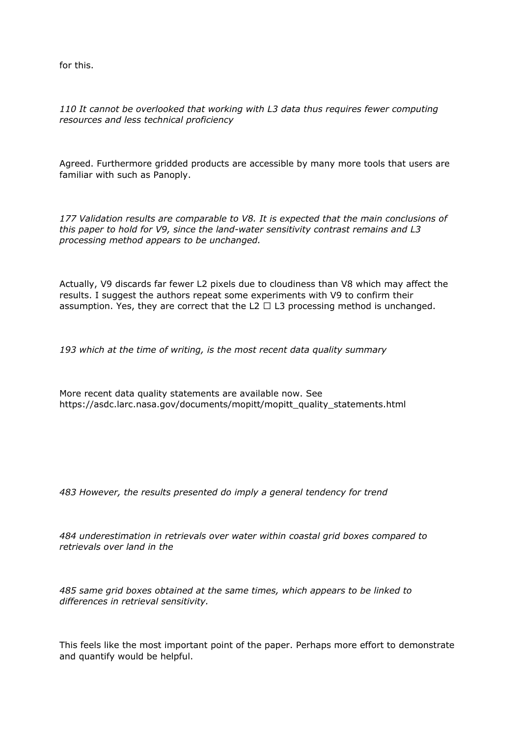for this.

*110 It cannot be overlooked that working with L3 data thus requires fewer computing resources and less technical proficiency*

Agreed. Furthermore gridded products are accessible by many more tools that users are familiar with such as Panoply.

*177 Validation results are comparable to V8. It is expected that the main conclusions of this paper to hold for V9, since the land-water sensitivity contrast remains and L3 processing method appears to be unchanged.*

Actually, V9 discards far fewer L2 pixels due to cloudiness than V8 which may affect the results. I suggest the authors repeat some experiments with V9 to confirm their assumption. Yes, they are correct that the L2 □ L3 processing method is unchanged.

*193 which at the time of writing, is the most recent data quality summary*

More recent data quality statements are available now. See https://asdc.larc.nasa.gov/documents/mopitt/mopitt_quality_statements.html

*483 However, the results presented do imply a general tendency for trend*

*484 underestimation in retrievals over water within coastal grid boxes compared to retrievals over land in the*

*485 same grid boxes obtained at the same times, which appears to be linked to differences in retrieval sensitivity.*

This feels like the most important point of the paper. Perhaps more effort to demonstrate and quantify would be helpful.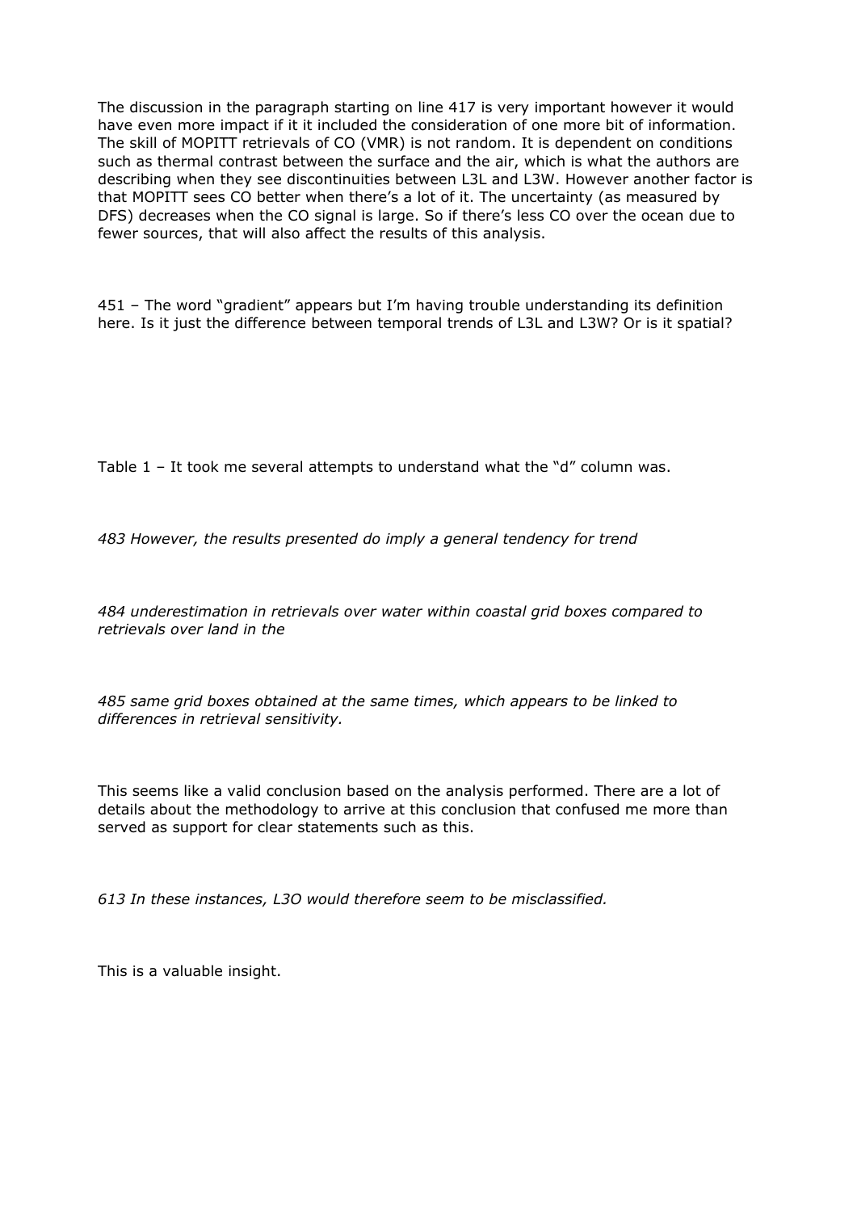The discussion in the paragraph starting on line 417 is very important however it would have even more impact if it it included the consideration of one more bit of information. The skill of MOPITT retrievals of CO (VMR) is not random. It is dependent on conditions such as thermal contrast between the surface and the air, which is what the authors are describing when they see discontinuities between L3L and L3W. However another factor is that MOPITT sees CO better when there's a lot of it. The uncertainty (as measured by DFS) decreases when the CO signal is large. So if there's less CO over the ocean due to fewer sources, that will also affect the results of this analysis.

451 – The word "gradient" appears but I'm having trouble understanding its definition here. Is it just the difference between temporal trends of L3L and L3W? Or is it spatial?

Table 1 – It took me several attempts to understand what the "d" column was.

*483 However, the results presented do imply a general tendency for trend*

*484 underestimation in retrievals over water within coastal grid boxes compared to retrievals over land in the*

*485 same grid boxes obtained at the same times, which appears to be linked to differences in retrieval sensitivity.*

This seems like a valid conclusion based on the analysis performed. There are a lot of details about the methodology to arrive at this conclusion that confused me more than served as support for clear statements such as this.

*613 In these instances, L3O would therefore seem to be misclassified.*

This is a valuable insight.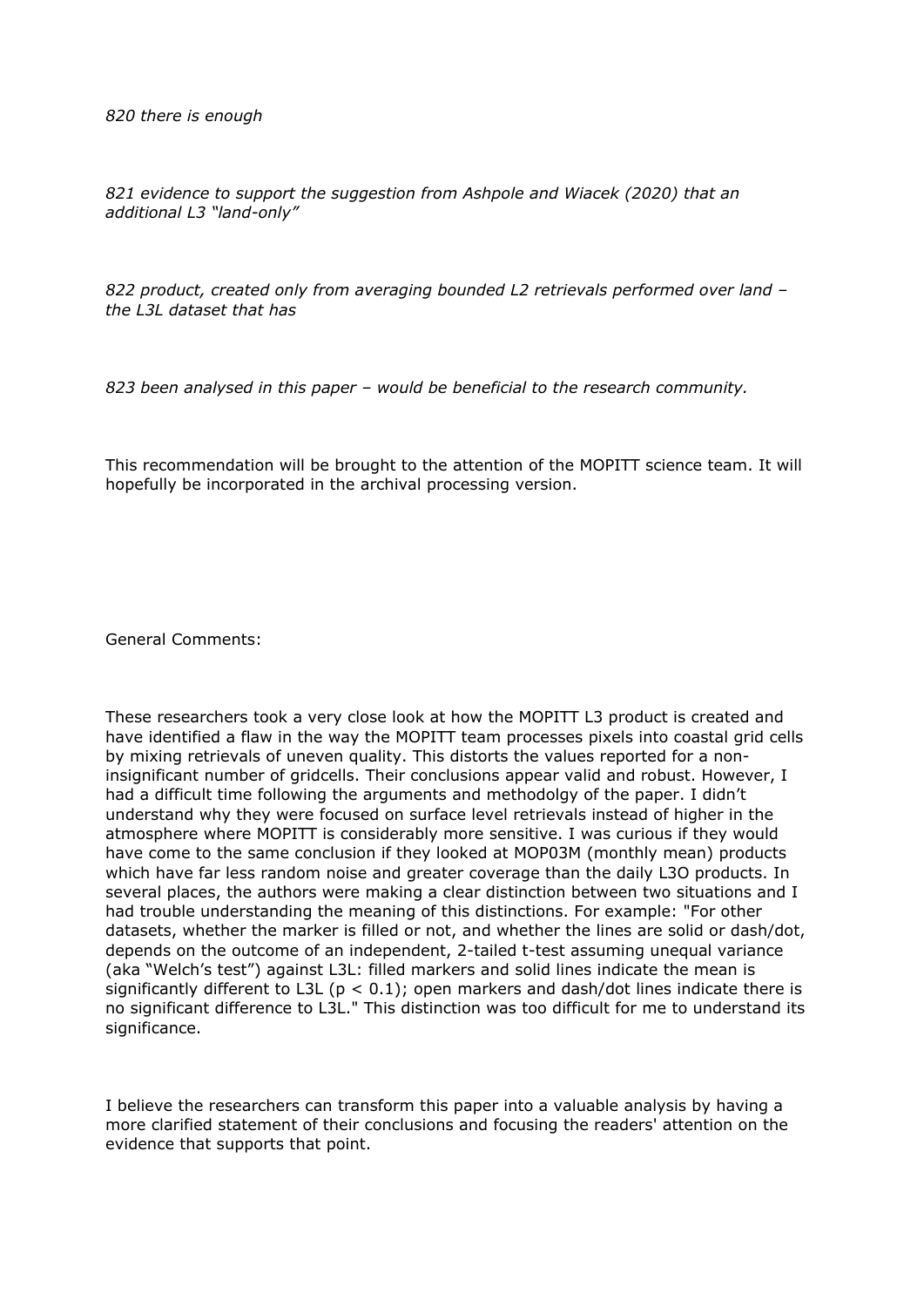*820 there is enough*

*821 evidence to support the suggestion from Ashpole and Wiacek (2020) that an additional L3 "land-only"*

*822 product, created only from averaging bounded L2 retrievals performed over land – the L3L dataset that has*

*823 been analysed in this paper – would be beneficial to the research community.*

This recommendation will be brought to the attention of the MOPITT science team. It will hopefully be incorporated in the archival processing version.

General Comments:

These researchers took a very close look at how the MOPITT L3 product is created and have identified a flaw in the way the MOPITT team processes pixels into coastal grid cells by mixing retrievals of uneven quality. This distorts the values reported for a non-insignificant number of gridcells. Their conclusions appear valid and robust. However, I had a difficult time following the arguments and methodolgy of the paper. I didn't understand why they were focused on surface level retrievals instead of higher in the atmosphere where MOPITT is considerably more sensitive. I was curious if they would have come to the same conclusion if they looked at MOP03M (monthly mean) products which have far less random noise and greater coverage than the daily L3O products. In several places, the authors were making a clear distinction between two situations and I had trouble understanding the meaning of this distinctions. For example: "For other datasets, whether the marker is filled or not, and whether the lines are solid or dash/dot, depends on the outcome of an independent, 2-tailed t-test assuming unequal variance (aka "Welch's test") against L3L: filled markers and solid lines indicate the mean is significantly different to L3L ($p < 0.1$); open markers and dash/dot lines indicate there is no significant difference to L3L." This distinction was too difficult for me to understand its significance.

I believe the researchers can transform this paper into a valuable analysis by having a more clarified statement of their conclusions and focusing the readers' attention on the evidence that supports that point.